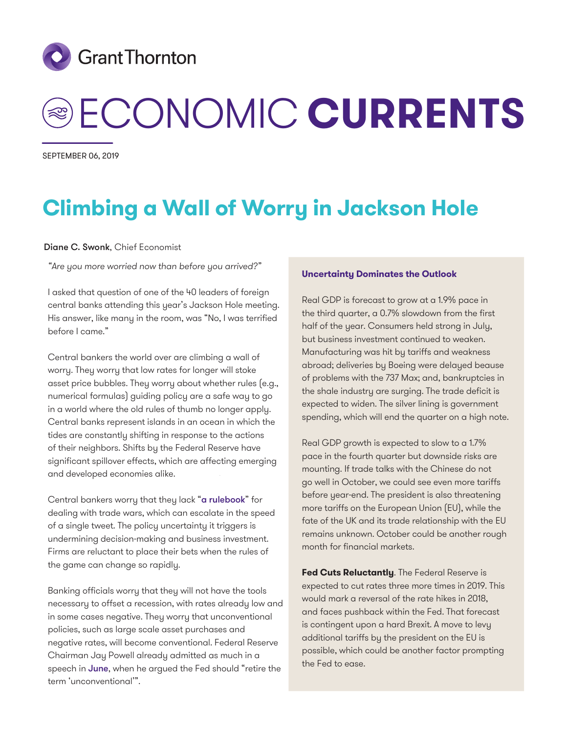Grant Thornton

# ECONOMIC CURRENTS

SEPTEMBER 06, 2019

## Climbing a Wall of Worry in Jackson Hole

**Diane C. Swonk**, Chief Economist

*"Are you more worried now than before you arrived?"*

I asked that question of one of the 40 leaders of foreign central banks attending this year's Jackson Hole meeting. His answer, like many in the room, was "No, I was terrified before I came."

Central bankers the world over are climbing a wall of worry. They worry that low rates for longer will stoke asset price bubbles. They worry about whether rules (e.g., numerical formulas) guiding policy are a safe way to go in a world where the old rules of thumb no longer apply. Central banks represent islands in an ocean in which the tides are constantly shifting in response to the actions of their neighbors. Shifts by the Federal Reserve have significant spillover effects, which are affecting emerging and developed economies alike.

Central bankers worry that they lack "**a rulebook**" for dealing with trade wars, which can escalate in the speed of a single tweet. The policy uncertainty it triggers is undermining decision-making and business investment. Firms are reluctant to place their bets when the rules of the game can change so rapidly.

Banking officials worry that they will not have the tools necessary to offset a recession, with rates already low and in some cases negative. They worry that unconventional policies, such as large scale asset purchases and negative rates, will become conventional. Federal Reserve Chairman Jay Powell already admitted as much in a speech in **June**, when he argued the Fed should "retire the term 'unconventional'".

### Uncertainty Dominates the Outlook

Real GDP is forecast to grow at a 1.9% pace in the third quarter, a 0.7% slowdown from the first half of the year. Consumers held strong in July, but business investment continued to weaken. Manufacturing was hit by tariffs and weakness abroad; deliveries by Boeing were delayed beause of problems with the 737 Max; and, bankruptcies in the shale industry are surging. The trade deficit is expected to widen. The silver lining is government spending, which will end the quarter on a high note.

Real GDP growth is expected to slow to a 1.7% pace in the fourth quarter but downside risks are mounting. If trade talks with the Chinese do not go well in October, we could see even more tariffs before year-end. The president is also threatening more tariffs on the European Union (EU), while the fate of the UK and its trade relationship with the EU remains unknown. October could be another rough month for financial markets.

**Fed Cuts Reluctantly**. The Federal Reserve is expected to cut rates three more times in 2019. This would mark a reversal of the rate hikes in 2018, and faces pushback within the Fed. That forecast is contingent upon a hard Brexit. A move to levy additional tariffs by the president on the EU is possible, which could be another factor prompting the Fed to ease.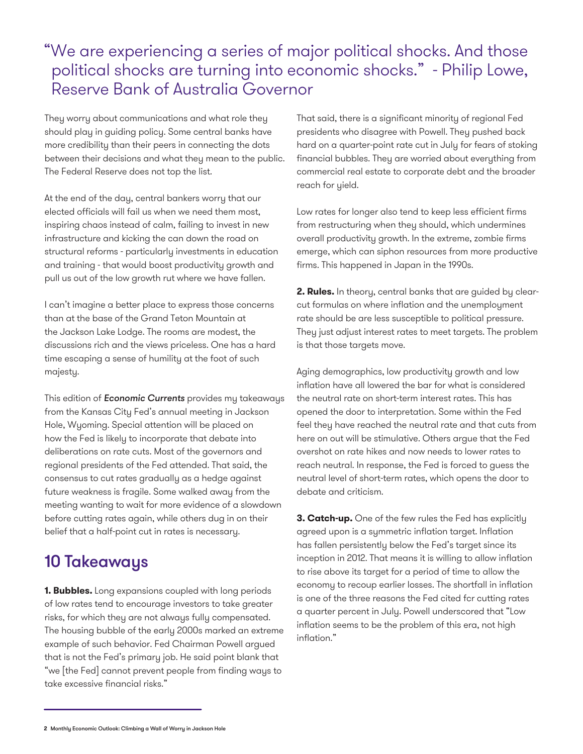"We are experiencing a series of major political shocks. And those political shocks are turning into economic shocks." - Philip Lowe, Reserve Bank of Australia Governor

They worry about communications and what role they should play in guiding policy. Some central banks have more credibility than their peers in connecting the dots between their decisions and what they mean to the public. The Federal Reserve does not top the list.

At the end of the day, central bankers worry that our elected officials will fail us when we need them most, inspiring chaos instead of calm, failing to invest in new infrastructure and kicking the can down the road on structural reforms - particularly investments in education and training - that would boost productivity growth and pull us out of the low growth rut where we have fallen.

I can't imagine a better place to express those concerns than at the base of the Grand Teton Mountain at the Jackson Lake Lodge. The rooms are modest, the discussions rich and the views priceless. One has a hard time escaping a sense of humility at the foot of such majesty.

This edition of ***Economic Currents*** provides my takeaways from the Kansas City Fed's annual meeting in Jackson Hole, Wyoming. Special attention will be placed on how the Fed is likely to incorporate that debate into deliberations on rate cuts. Most of the governors and regional presidents of the Fed attended. That said, the consensus to cut rates gradually as a hedge against future weakness is fragile. Some walked away from the meeting wanting to wait for more evidence of a slowdown before cutting rates again, while others dug in on their belief that a half-point cut in rates is necessary.

## 10 Takeaways

**1. Bubbles.** Long expansions coupled with long periods of low rates tend to encourage investors to take greater risks, for which they are not always fully compensated. The housing bubble of the early 2000s marked an extreme example of such behavior. Fed Chairman Powell argued that is not the Fed's primary job. He said point blank that "we [the Fed] cannot prevent people from finding ways to take excessive financial risks."

That said, there is a significant minority of regional Fed presidents who disagree with Powell. They pushed back hard on a quarter-point rate cut in July for fears of stoking financial bubbles. They are worried about everything from commercial real estate to corporate debt and the broader reach for yield.

Low rates for longer also tend to keep less efficient firms from restructuring when they should, which undermines overall productivity growth. In the extreme, zombie firms emerge, which can siphon resources from more productive firms. This happened in Japan in the 1990s.

**2. Rules.** In theory, central banks that are guided by clear-cut formulas on where inflation and the unemployment rate should be are less susceptible to political pressure. They just adjust interest rates to meet targets. The problem is that those targets move.

Aging demographics, low productivity growth and low inflation have all lowered the bar for what is considered the neutral rate on short-term interest rates. This has opened the door to interpretation. Some within the Fed feel they have reached the neutral rate and that cuts from here on out will be stimulative. Others argue that the Fed overshot on rate hikes and now needs to lower rates to reach neutral. In response, the Fed is forced to guess the neutral level of short-term rates, which opens the door to debate and criticism.

**3. Catch-up.** One of the few rules the Fed has explicitly agreed upon is a symmetric inflation target. Inflation has fallen persistently below the Fed's target since its inception in 2012. That means it is willing to allow inflation to rise above its target for a period of time to allow the economy to recoup earlier losses. The shortfall in inflation is one of the three reasons the Fed cited for cutting rates a quarter percent in July. Powell underscored that "Low inflation seems to be the problem of this era, not high inflation."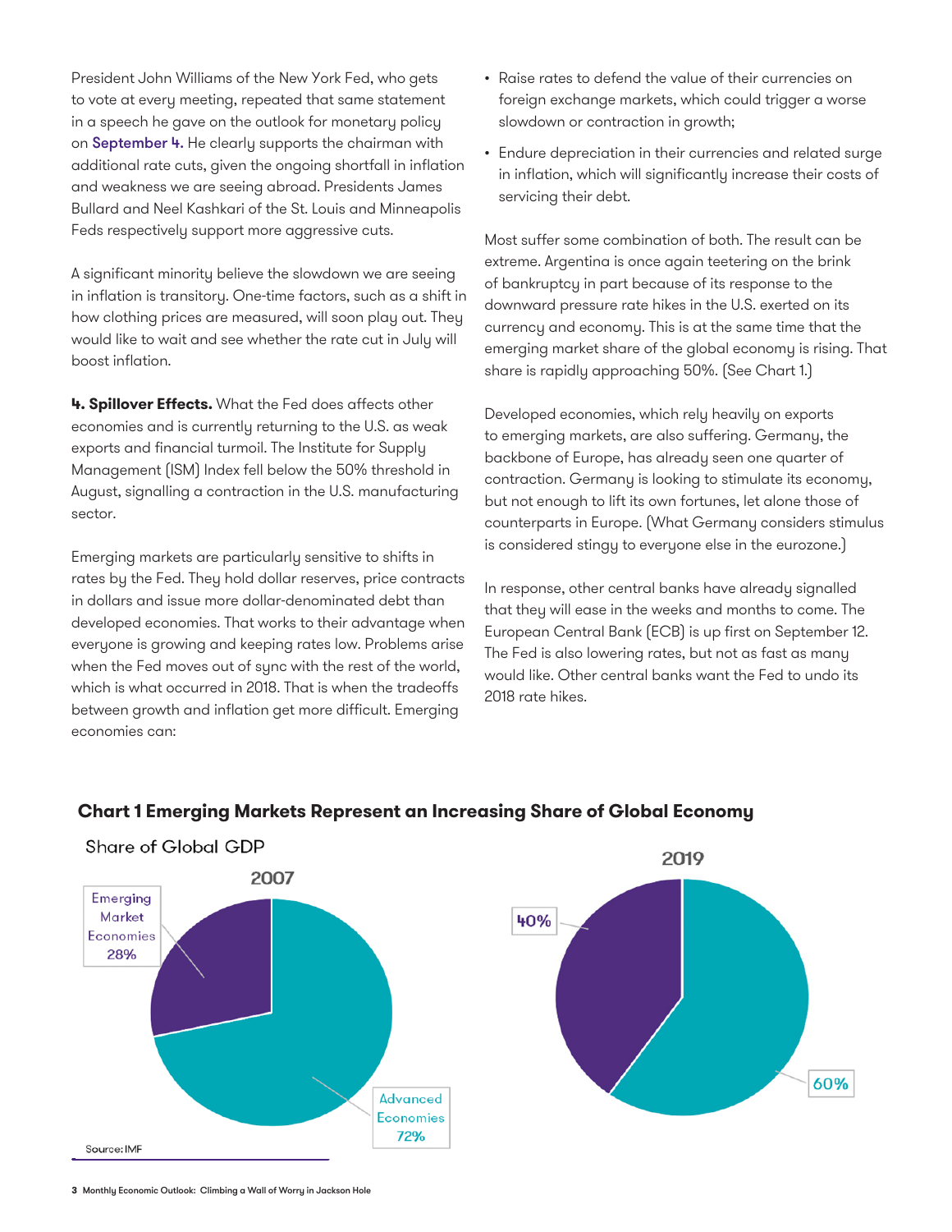President John Williams of the New York Fed, who gets to vote at every meeting, repeated that same statement in a speech he gave on the outlook for monetary policy on September 4. He clearly supports the chairman with additional rate cuts, given the ongoing shortfall in inflation and weakness we are seeing abroad. Presidents James Bullard and Neel Kashkari of the St. Louis and Minneapolis Feds respectively support more aggressive cuts.

A significant minority believe the slowdown we are seeing in inflation is transitory. One-time factors, such as a shift in how clothing prices are measured, will soon play out. They would like to wait and see whether the rate cut in July will boost inflation.

**4. Spillover Effects.** What the Fed does affects other economies and is currently returning to the U.S. as weak exports and financial turmoil. The Institute for Supply Management (ISM) Index fell below the 50% threshold in August, signalling a contraction in the U.S. manufacturing sector.

Emerging markets are particularly sensitive to shifts in rates by the Fed. They hold dollar reserves, price contracts in dollars and issue more dollar-denominated debt than developed economies. That works to their advantage when everyone is growing and keeping rates low. Problems arise when the Fed moves out of sync with the rest of the world, which is what occurred in 2018. That is when the tradeoffs between growth and inflation get more difficult. Emerging economies can:

- Raise rates to defend the value of their currencies on foreign exchange markets, which could trigger a worse slowdown or contraction in growth;
- Endure depreciation in their currencies and related surge in inflation, which will significantly increase their costs of servicing their debt.

Most suffer some combination of both. The result can be extreme. Argentina is once again teetering on the brink of bankruptcy in part because of its response to the downward pressure rate hikes in the U.S. exerted on its currency and economy. This is at the same time that the emerging market share of the global economy is rising. That share is rapidly approaching 50%. (See Chart 1.)

Developed economies, which rely heavily on exports to emerging markets, are also suffering. Germany, the backbone of Europe, has already seen one quarter of contraction. Germany is looking to stimulate its economy, but not enough to lift its own fortunes, let alone those of counterparts in Europe. (What Germany considers stimulus is considered stingy to everyone else in the eurozone.)

In response, other central banks have already signalled that they will ease in the weeks and months to come. The European Central Bank (ECB) is up first on September 12. The Fed is also lowering rates, but not as fast as many would like. Other central banks want the Fed to undo its 2018 rate hikes.

**Chart 1 Emerging Markets Represent an Increasing Share of Global Economy**

Share of Global GDP

2007

Emerging Market Economies 28%

Advanced Economies 72%

2019

40%

60%

Source: IMF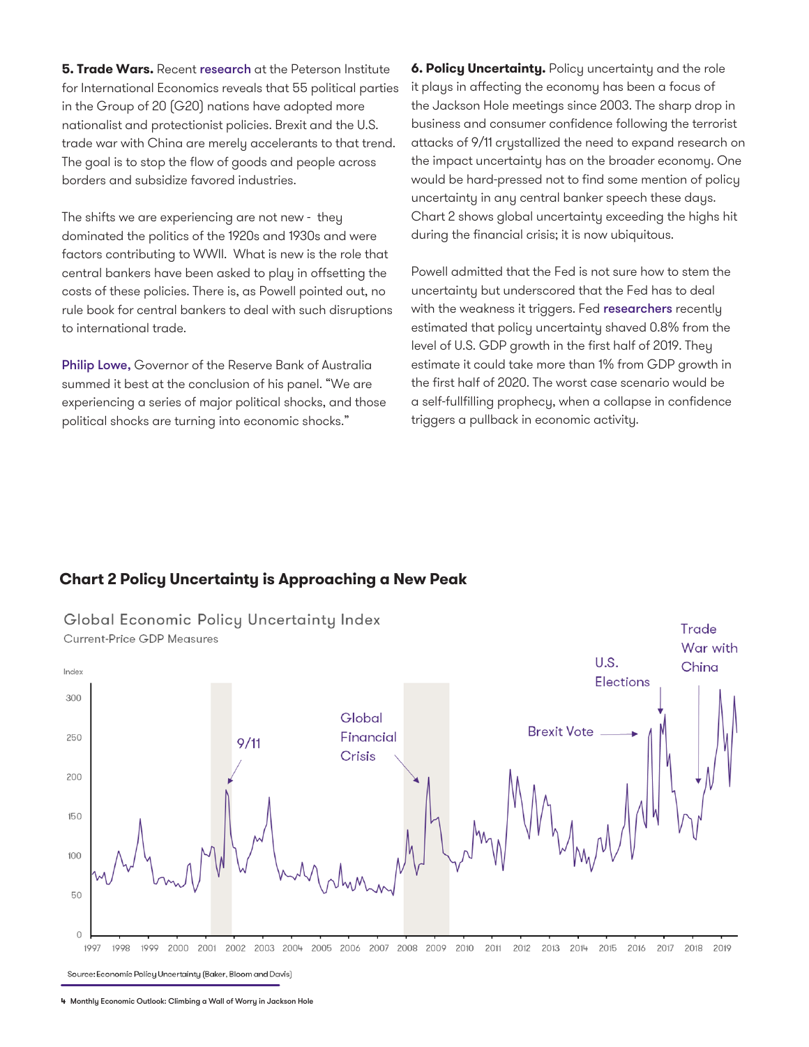**5. Trade Wars.** Recent research at the Peterson Institute for International Economics reveals that 55 political parties in the Group of 20 (G20) nations have adopted more nationalist and protectionist policies. Brexit and the U.S. trade war with China are merely accelerants to that trend. The goal is to stop the flow of goods and people across borders and subsidize favored industries.

The shifts we are experiencing are not new - they dominated the politics of the 1920s and 1930s and were factors contributing to WWII. What is new is the role that central bankers have been asked to play in offsetting the costs of these policies. There is, as Powell pointed out, no rule book for central bankers to deal with such disruptions to international trade.

Philip Lowe, Governor of the Reserve Bank of Australia summed it best at the conclusion of his panel. "We are experiencing a series of major political shocks, and those political shocks are turning into economic shocks."

**6. Policy Uncertainty.** Policy uncertainty and the role it plays in affecting the economy has been a focus of the Jackson Hole meetings since 2003. The sharp drop in business and consumer confidence following the terrorist attacks of 9/11 crystallized the need to expand research on the impact uncertainty has on the broader economy. One would be hard-pressed not to find some mention of policy uncertainty in any central banker speech these days. Chart 2 shows global uncertainty exceeding the highs hit during the financial crisis; it is now ubiquitous.

Powell admitted that the Fed is not sure how to stem the uncertainty but underscored that the Fed has to deal with the weakness it triggers. Fed researchers recently estimated that policy uncertainty shaved 0.8% from the level of U.S. GDP growth in the first half of 2019. They estimate it could take more than 1% from GDP growth in the first half of 2020. The worst case scenario would be a self-fullfilling prophecy, when a collapse in confidence triggers a pullback in economic activity.

## Chart 2 Policy Uncertainty is Approaching a New Peak

Global Economic Policy Uncertainty Index

Current-Price GDP Measures

Index

300

250

200

150

100

50

0

1997 1998 1999 2000 2001 2002 2003 2004 2005 2006 2007 2008 2009 2010 2011 2012 2013 2014 2015 2016 2017 2018 2019

9/11

Global Financial Crisis

Brexit Vote

U.S. Elections

Trade War with China

Source: Economic Policy Uncertainty (Baker, Bloom and Davis)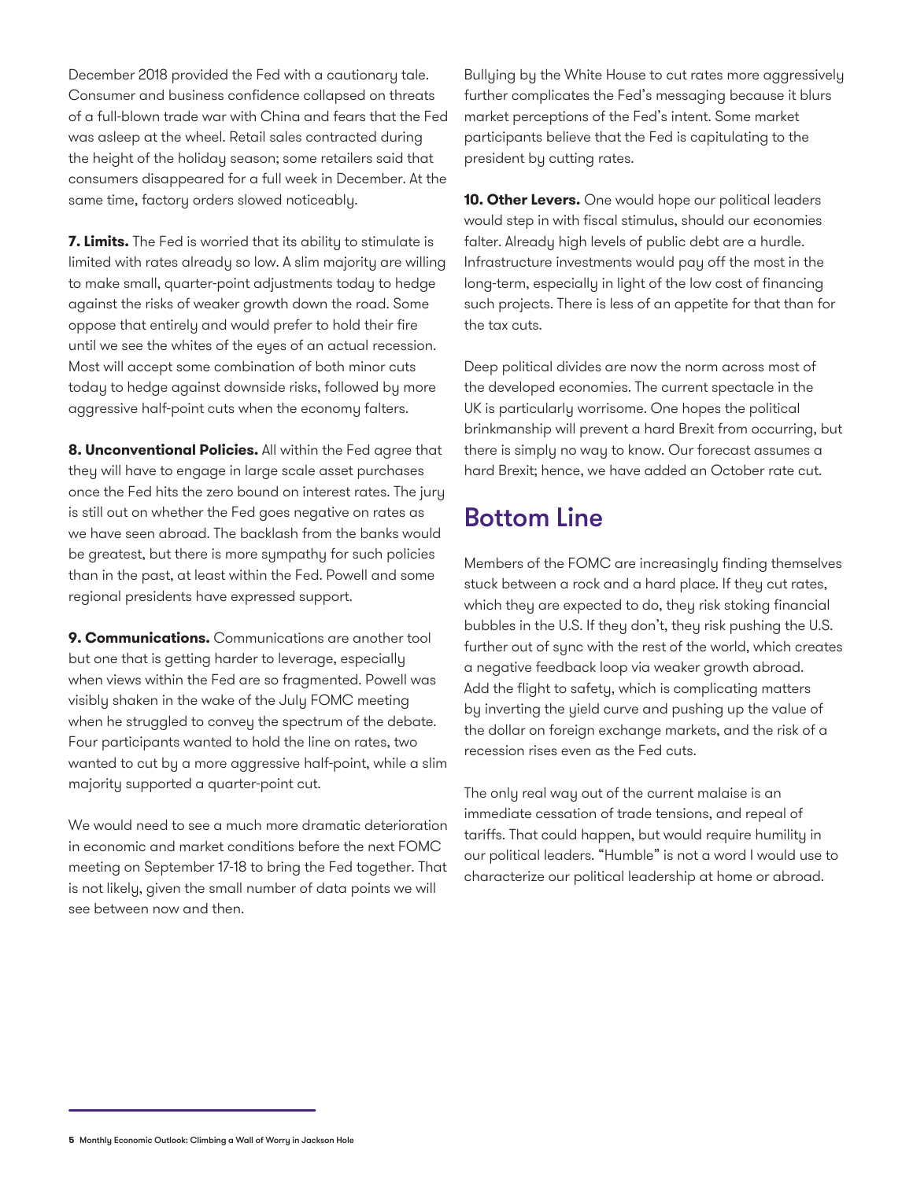December 2018 provided the Fed with a cautionary tale. Consumer and business confidence collapsed on threats of a full-blown trade war with China and fears that the Fed was asleep at the wheel. Retail sales contracted during the height of the holiday season; some retailers said that consumers disappeared for a full week in December. At the same time, factory orders slowed noticeably.

**7. Limits.** The Fed is worried that its ability to stimulate is limited with rates already so low. A slim majority are willing to make small, quarter-point adjustments today to hedge against the risks of weaker growth down the road. Some oppose that entirely and would prefer to hold their fire until we see the whites of the eyes of an actual recession. Most will accept some combination of both minor cuts today to hedge against downside risks, followed by more aggressive half-point cuts when the economy falters.

**8. Unconventional Policies.** All within the Fed agree that they will have to engage in large scale asset purchases once the Fed hits the zero bound on interest rates. The jury is still out on whether the Fed goes negative on rates as we have seen abroad. The backlash from the banks would be greatest, but there is more sympathy for such policies than in the past, at least within the Fed. Powell and some regional presidents have expressed support.

**9. Communications.** Communications are another tool but one that is getting harder to leverage, especially when views within the Fed are so fragmented. Powell was visibly shaken in the wake of the July FOMC meeting when he struggled to convey the spectrum of the debate. Four participants wanted to hold the line on rates, two wanted to cut by a more aggressive half-point, while a slim majority supported a quarter-point cut.

We would need to see a much more dramatic deterioration in economic and market conditions before the next FOMC meeting on September 17-18 to bring the Fed together. That is not likely, given the small number of data points we will see between now and then.

Bullying by the White House to cut rates more aggressively further complicates the Fed's messaging because it blurs market perceptions of the Fed's intent. Some market participants believe that the Fed is capitulating to the president by cutting rates.

**10. Other Levers.** One would hope our political leaders would step in with fiscal stimulus, should our economies falter. Already high levels of public debt are a hurdle. Infrastructure investments would pay off the most in the long-term, especially in light of the low cost of financing such projects. There is less of an appetite for that than for the tax cuts.

Deep political divides are now the norm across most of the developed economies. The current spectacle in the UK is particularly worrisome. One hopes the political brinkmanship will prevent a hard Brexit from occurring, but there is simply no way to know. Our forecast assumes a hard Brexit; hence, we have added an October rate cut.

## Bottom Line

Members of the FOMC are increasingly finding themselves stuck between a rock and a hard place. If they cut rates, which they are expected to do, they risk stoking financial bubbles in the U.S. If they don't, they risk pushing the U.S. further out of sync with the rest of the world, which creates a negative feedback loop via weaker growth abroad. Add the flight to safety, which is complicating matters by inverting the yield curve and pushing up the value of the dollar on foreign exchange markets, and the risk of a recession rises even as the Fed cuts.

The only real way out of the current malaise is an immediate cessation of trade tensions, and repeal of tariffs. That could happen, but would require humility in our political leaders. "Humble" is not a word I would use to characterize our political leadership at home or abroad.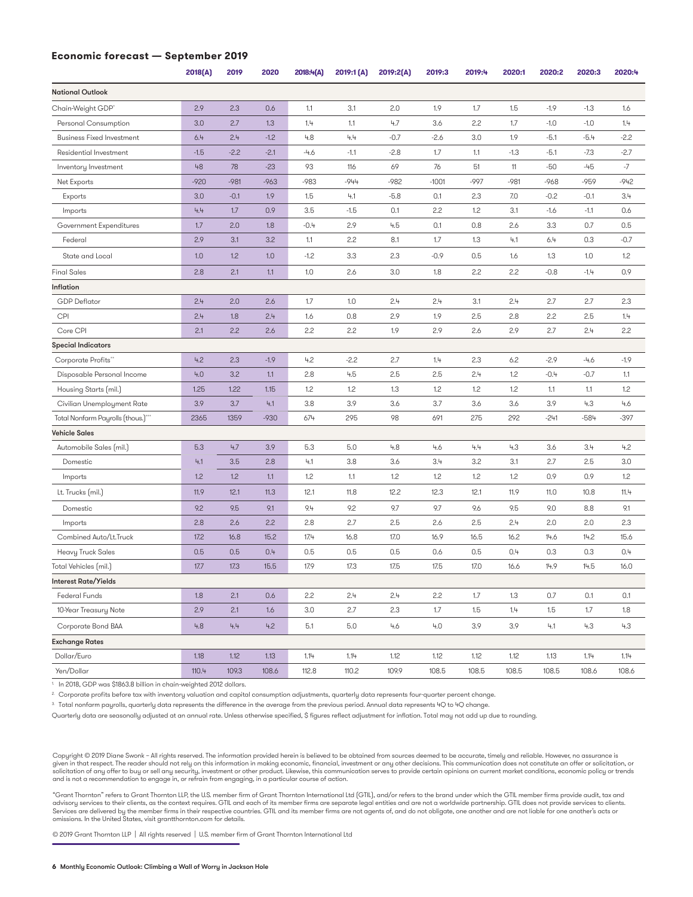**Economic forecast — September 2019**

| | 2018(A) | 2019 | 2020 | 2018:4(A) | 2019:1 (A) | 2019:2(A) | 2019:3 | 2019:4 | 2020:1 | 2020:2 | 2020:3 | 2020:4 |
|---|---|---|---|---|---|---|---|---|---|---|---|---|
| **National Outlook** | | | | | | | | | | | | |
| Chain-Weight GDP[1] | 2.9 | 2.3 | 0.6 | 1.1 | 3.1 | 2.0 | 1.9 | 1.7 | 1.5 | -1.9 | -1.3 | 1.6 |
| Personal Consumption | 3.0 | 2.7 | 1.3 | 1.4 | 1.1 | 4.7 | 3.6 | 2.2 | 1.7 | -1.0 | -1.0 | 1.4 |
| Business Fixed Investment | 6.4 | 2.4 | -1.2 | 4.8 | 4.4 | -0.7 | -2.6 | 3.0 | 1.9 | -5.1 | -5.4 | -2.2 |
| Residential Investment | -1.5 | -2.2 | -2.1 | -4.6 | -1.1 | -2.8 | 1.7 | 1.1 | -1.3 | -5.1 | -7.3 | -2.7 |
| Inventory Investment | 48 | 78 | -23 | 93 | 116 | 69 | 76 | 51 | 11 | -50 | -45 | -7 |
| Net Exports | -920 | -981 | -963 | -983 | -944 | -982 | -1001 | -997 | -981 | -968 | -959 | -942 |
| Exports | 3.0 | -0.1 | 1.9 | 1.5 | 4.1 | -5.8 | 0.1 | 2.3 | 7.0 | -0.2 | -0.1 | 3.4 |
| Imports | 4.4 | 1.7 | 0.9 | 3.5 | -1.5 | 0.1 | 2.2 | 1.2 | 3.1 | -1.6 | -1.1 | 0.6 |
| Government Expenditures | 1.7 | 2.0 | 1.8 | -0.4 | 2.9 | 4.5 | 0.1 | 0.8 | 2.6 | 3.3 | 0.7 | 0.5 |
| Federal | 2.9 | 3.1 | 3.2 | 1.1 | 2.2 | 8.1 | 1.7 | 1.3 | 4.1 | 6.4 | 0.3 | -0.7 |
| State and Local | 1.0 | 1.2 | 1.0 | -1.2 | 3.3 | 2.3 | -0.9 | 0.5 | 1.6 | 1.3 | 1.0 | 1.2 |
| Final Sales | 2.8 | 2.1 | 1.1 | 1.0 | 2.6 | 3.0 | 1.8 | 2.2 | 2.2 | -0.8 | -1.4 | 0.9 |
| **Inflation** | | | | | | | | | | | | |
| GDP Deflator | 2.4 | 2.0 | 2.6 | 1.7 | 1.0 | 2.4 | 2.4 | 3.1 | 2.4 | 2.7 | 2.7 | 2.3 |
| CPI | 2.4 | 1.8 | 2.4 | 1.6 | 0.8 | 2.9 | 1.9 | 2.5 | 2.8 | 2.2 | 2.5 | 1.4 |
| Core CPI | 2.1 | 2.2 | 2.6 | 2.2 | 2.2 | 1.9 | 2.9 | 2.6 | 2.9 | 2.7 | 2.4 | 2.2 |
| **Special Indicators** | | | | | | | | | | | | |
| Corporate Profits[2] | 4.2 | 2.3 | -1.9 | 4.2 | -2.2 | 2.7 | 1.4 | 2.3 | 6.2 | -2.9 | -4.6 | -1.9 |
| Disposable Personal Income | 4.0 | 3.2 | 1.1 | 2.8 | 4.5 | 2.5 | 2.5 | 2.4 | 1.2 | -0.4 | -0.7 | 1.1 |
| Housing Starts (mil.) | 1.25 | 1.22 | 1.15 | 1.2 | 1.2 | 1.3 | 1.2 | 1.2 | 1.2 | 1.1 | 1.1 | 1.2 |
| Civilian Unemployment Rate | 3.9 | 3.7 | 4.1 | 3.8 | 3.9 | 3.6 | 3.7 | 3.6 | 3.6 | 3.9 | 4.3 | 4.6 |
| Total Nonfarm Payrolls (thous.)[3] | 2365 | 1359 | -930 | 674 | 295 | 98 | 691 | 275 | 292 | -241 | -584 | -397 |
| **Vehicle Sales** | | | | | | | | | | | | |
| Automobile Sales (mil.) | 5.3 | 4.7 | 3.9 | 5.3 | 5.0 | 4.8 | 4.6 | 4.4 | 4.3 | 3.6 | 3.4 | 4.2 |
| Domestic | 4.1 | 3.5 | 2.8 | 4.1 | 3.8 | 3.6 | 3.4 | 3.2 | 3.1 | 2.7 | 2.5 | 3.0 |
| Imports | 1.2 | 1.2 | 1.1 | 1.2 | 1.1 | 1.2 | 1.2 | 1.2 | 1.2 | 0.9 | 0.9 | 1.2 |
| Lt. Trucks (mil.) | 11.9 | 12.1 | 11.3 | 12.1 | 11.8 | 12.2 | 12.3 | 12.1 | 11.9 | 11.0 | 10.8 | 11.4 |
| Domestic | 9.2 | 9.5 | 9.1 | 9.4 | 9.2 | 9.7 | 9.7 | 9.6 | 9.5 | 9.0 | 8.8 | 9.1 |
| Imports | 2.8 | 2.6 | 2.2 | 2.8 | 2.7 | 2.5 | 2.6 | 2.5 | 2.4 | 2.0 | 2.0 | 2.3 |
| Combined Auto/Lt.Truck | 17.2 | 16.8 | 15.2 | 17.4 | 16.8 | 17.0 | 16.9 | 16.5 | 16.2 | 14.6 | 14.2 | 15.6 |
| Heavy Truck Sales | 0.5 | 0.5 | 0.4 | 0.5 | 0.5 | 0.5 | 0.6 | 0.5 | 0.4 | 0.3 | 0.3 | 0.4 |
| Total Vehicles (mil.) | 17.7 | 17.3 | 15.5 | 17.9 | 17.3 | 17.5 | 17.5 | 17.0 | 16.6 | 14.9 | 14.5 | 16.0 |
| **Interest Rate/Yields** | | | | | | | | | | | | |
| Federal Funds | 1.8 | 2.1 | 0.6 | 2.2 | 2.4 | 2.4 | 2.2 | 1.7 | 1.3 | 0.7 | 0.1 | 0.1 |
| 10-Year Treasury Note | 2.9 | 2.1 | 1.6 | 3.0 | 2.7 | 2.3 | 1.7 | 1.5 | 1.4 | 1.5 | 1.7 | 1.8 |
| Corporate Bond BAA | 4.8 | 4.4 | 4.2 | 5.1 | 5.0 | 4.6 | 4.0 | 3.9 | 3.9 | 4.1 | 4.3 | 4.3 |
| **Exchange Rates** | | | | | | | | | | | | |
| Dollar/Euro | 1.18 | 1.12 | 1.13 | 1.14 | 1.14 | 1.12 | 1.12 | 1.12 | 1.12 | 1.13 | 1.14 | 1.14 |
| Yen/Dollar | 110.4 | 109.3 | 108.6 | 112.8 | 110.2 | 109.9 | 108.5 | 108.5 | 108.5 | 108.5 | 108.6 | 108.6 |

[1] In 2018, GDP was $1863.8 billion in chain-weighted 2012 dollars.

[2] Corporate profits before tax with inventory valuation and capital consumption adjustments, quarterly data represents four-quarter percent change.

[3] Total nonfarm payrolls, quarterly data represents the difference in the average from the previous period. Annual data represents 4Q to 4Q change.

Quarterly data are seasonally adjusted at an annual rate. Unless otherwise specified, $ figures reflect adjustment for inflation. Total may not add up due to rounding.

Copyright © 2019 Diane Swonk – All rights reserved. The information provided herein is believed to be obtained from sources deemed to be accurate, timely and reliable. However, no assurance is given in that respect. The reader should not rely on this information in making economic, financial, investment or any other decisions. This communication does not constitute an offer or solicitation, or solicitation of any offer to buy or sell any security, investment or other product. Likewise, this communication serves to provide certain opinions on current market conditions, economic policy or trends and is not a recommendation to engage in, or refrain from engaging, in a particular course of action.

"Grant Thornton" refers to Grant Thornton LLP, the U.S. member firm of Grant Thornton International Ltd (GTIL), and/or refers to the brand under which the GTIL member firms provide audit, tax and advisory services to their clients, as the context requires. GTIL and each of its member firms are separate legal entities and are not a worldwide partnership. GTIL does not provide services to clients. Services are delivered by the member firms in their respective countries. GTIL and its member firms are not agents of, and do not obligate, one another and are not liable for one another's acts or omissions. In the United States, visit grantthornton.com for details.

© 2019 Grant Thornton LLP | All rights reserved | U.S. member firm of Grant Thornton International Ltd